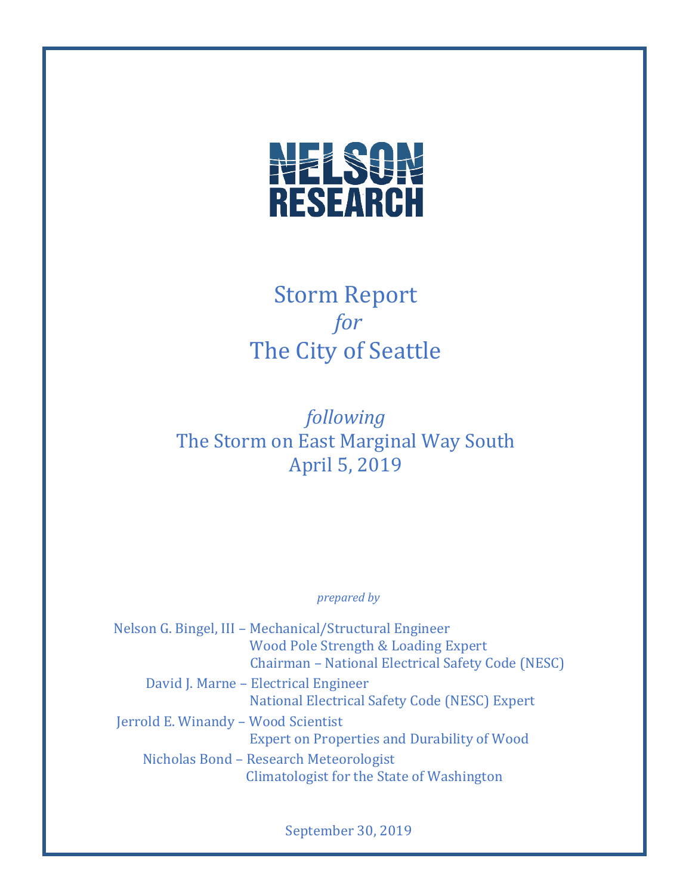NELSON RESEARCH

# Storm Report
*for*
# The City of Seattle

*following*
## The Storm on East Marginal Way South
## April 5, 2019

*prepared by*

Nelson G. Bingel, III – Mechanical/Structural Engineer
Wood Pole Strength & Loading Expert
Chairman – National Electrical Safety Code (NESC)

David J. Marne – Electrical Engineer
National Electrical Safety Code (NESC) Expert

Jerrold E. Winandy – Wood Scientist
Expert on Properties and Durability of Wood

Nicholas Bond – Research Meteorologist
Climatologist for the State of Washington

September 30, 2019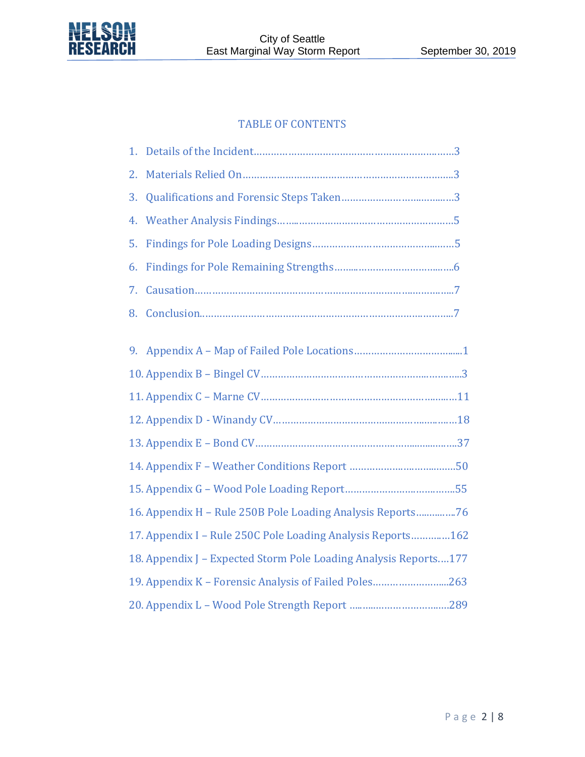# TABLE OF CONTENTS

1. Details of the Incident……………………………………………………………3
2. Materials Relied On………………………………………………………………3
3. Qualifications and Forensic Steps Taken…………………………………3
4. Weather Analysis Findings………………………………………………………5
5. Findings for Pole Loading Designs…………………………………………5
6. Findings for Pole Remaining Strengths……………………………………6
7. Causation………………………………………………………………………………7
8. Conclusion……………………………………………………………………………7

9. Appendix A – Map of Failed Pole Locations……………………………1
10. Appendix B – Bingel CV…………………………………………………………3
11. Appendix C – Marne CV…………………………………………………………11
12. Appendix D - Winandy CV………………………………………………………18
13. Appendix E – Bond CV……………………………………………………………37
14. Appendix F – Weather Conditions Report ……………………………50
15. Appendix G – Wood Pole Loading Report………………………………55
16. Appendix H – Rule 250B Pole Loading Analysis Reports…………76
17. Appendix I – Rule 250C Pole Loading Analysis Reports…………162
18. Appendix J – Expected Storm Pole Loading Analysis Reports….177
19. Appendix K – Forensic Analysis of Failed Poles…………………263
20. Appendix L – Wood Pole Strength Report ……………………………289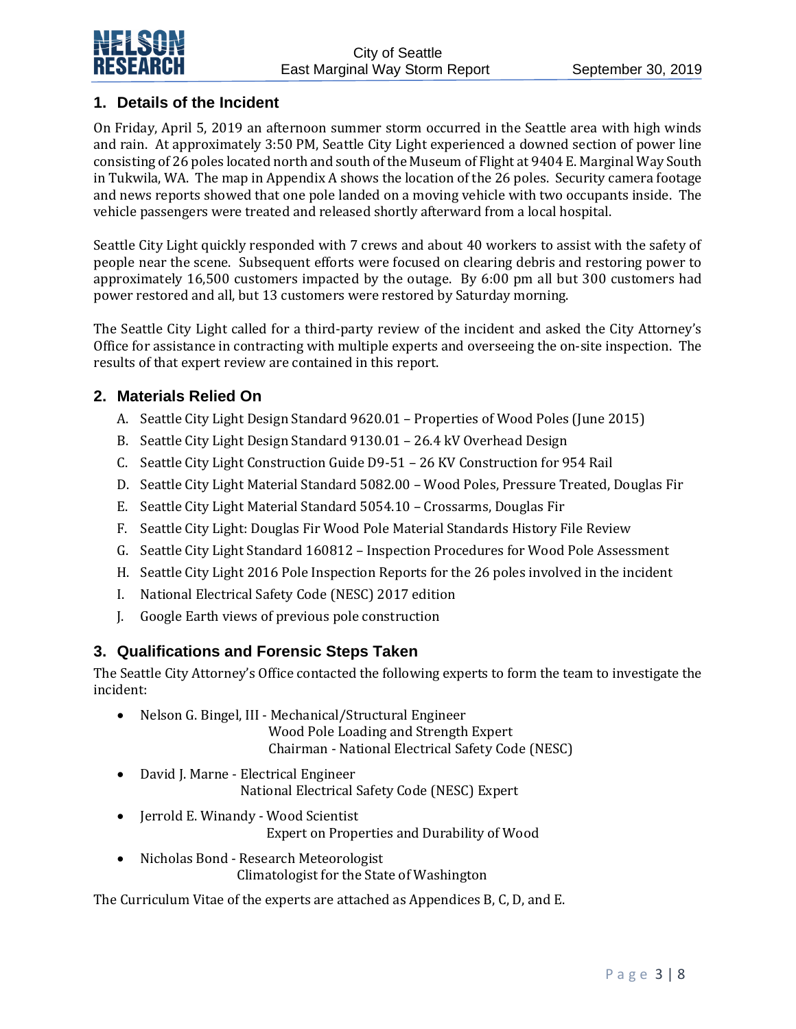## 1. Details of the Incident

On Friday, April 5, 2019 an afternoon summer storm occurred in the Seattle area with high winds and rain. At approximately 3:50 PM, Seattle City Light experienced a downed section of power line consisting of 26 poles located north and south of the Museum of Flight at 9404 E. Marginal Way South in Tukwila, WA. The map in Appendix A shows the location of the 26 poles. Security camera footage and news reports showed that one pole landed on a moving vehicle with two occupants inside. The vehicle passengers were treated and released shortly afterward from a local hospital.

Seattle City Light quickly responded with 7 crews and about 40 workers to assist with the safety of people near the scene. Subsequent efforts were focused on clearing debris and restoring power to approximately 16,500 customers impacted by the outage. By 6:00 pm all but 300 customers had power restored and all, but 13 customers were restored by Saturday morning.

The Seattle City Light called for a third-party review of the incident and asked the City Attorney's Office for assistance in contracting with multiple experts and overseeing the on-site inspection. The results of that expert review are contained in this report.

## 2. Materials Relied On

A. Seattle City Light Design Standard 9620.01 – Properties of Wood Poles (June 2015)
B. Seattle City Light Design Standard 9130.01 – 26.4 kV Overhead Design
C. Seattle City Light Construction Guide D9-51 – 26 KV Construction for 954 Rail
D. Seattle City Light Material Standard 5082.00 – Wood Poles, Pressure Treated, Douglas Fir
E. Seattle City Light Material Standard 5054.10 – Crossarms, Douglas Fir
F. Seattle City Light: Douglas Fir Wood Pole Material Standards History File Review
G. Seattle City Light Standard 160812 – Inspection Procedures for Wood Pole Assessment
H. Seattle City Light 2016 Pole Inspection Reports for the 26 poles involved in the incident
I. National Electrical Safety Code (NESC) 2017 edition
J. Google Earth views of previous pole construction

## 3. Qualifications and Forensic Steps Taken

The Seattle City Attorney's Office contacted the following experts to form the team to investigate the incident:

- Nelson G. Bingel, III - Mechanical/Structural Engineer
  Wood Pole Loading and Strength Expert
  Chairman - National Electrical Safety Code (NESC)
- David J. Marne - Electrical Engineer
  National Electrical Safety Code (NESC) Expert
- Jerrold E. Winandy - Wood Scientist
  Expert on Properties and Durability of Wood
- Nicholas Bond - Research Meteorologist
  Climatologist for the State of Washington

The Curriculum Vitae of the experts are attached as Appendices B, C, D, and E.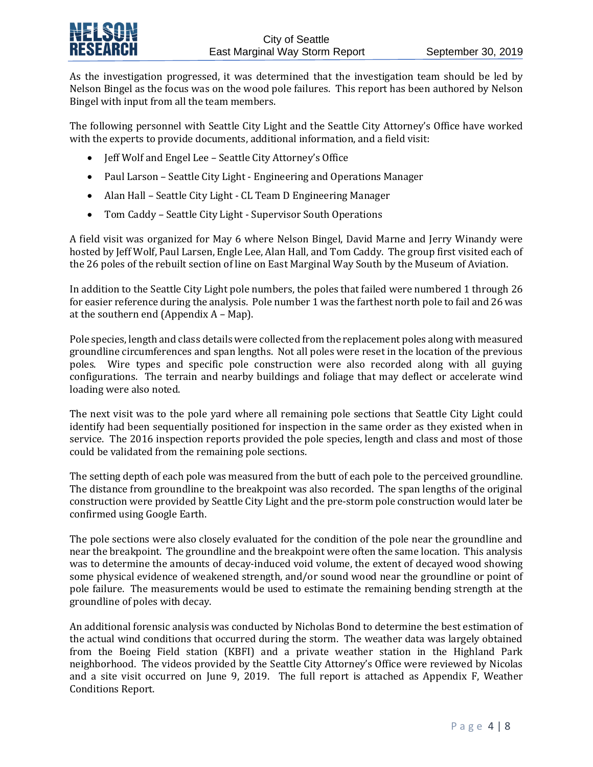As the investigation progressed, it was determined that the investigation team should be led by Nelson Bingel as the focus was on the wood pole failures. This report has been authored by Nelson Bingel with input from all the team members.

The following personnel with Seattle City Light and the Seattle City Attorney's Office have worked with the experts to provide documents, additional information, and a field visit:

- Jeff Wolf and Engel Lee – Seattle City Attorney's Office
- Paul Larson – Seattle City Light - Engineering and Operations Manager
- Alan Hall – Seattle City Light - CL Team D Engineering Manager
- Tom Caddy – Seattle City Light - Supervisor South Operations

A field visit was organized for May 6 where Nelson Bingel, David Marne and Jerry Winandy were hosted by Jeff Wolf, Paul Larsen, Engle Lee, Alan Hall, and Tom Caddy. The group first visited each of the 26 poles of the rebuilt section of line on East Marginal Way South by the Museum of Aviation.

In addition to the Seattle City Light pole numbers, the poles that failed were numbered 1 through 26 for easier reference during the analysis. Pole number 1 was the farthest north pole to fail and 26 was at the southern end (Appendix A – Map).

Pole species, length and class details were collected from the replacement poles along with measured groundline circumferences and span lengths. Not all poles were reset in the location of the previous poles. Wire types and specific pole construction were also recorded along with all guying configurations. The terrain and nearby buildings and foliage that may deflect or accelerate wind loading were also noted.

The next visit was to the pole yard where all remaining pole sections that Seattle City Light could identify had been sequentially positioned for inspection in the same order as they existed when in service. The 2016 inspection reports provided the pole species, length and class and most of those could be validated from the remaining pole sections.

The setting depth of each pole was measured from the butt of each pole to the perceived groundline. The distance from groundline to the breakpoint was also recorded. The span lengths of the original construction were provided by Seattle City Light and the pre-storm pole construction would later be confirmed using Google Earth.

The pole sections were also closely evaluated for the condition of the pole near the groundline and near the breakpoint. The groundline and the breakpoint were often the same location. This analysis was to determine the amounts of decay-induced void volume, the extent of decayed wood showing some physical evidence of weakened strength, and/or sound wood near the groundline or point of pole failure. The measurements would be used to estimate the remaining bending strength at the groundline of poles with decay.

An additional forensic analysis was conducted by Nicholas Bond to determine the best estimation of the actual wind conditions that occurred during the storm. The weather data was largely obtained from the Boeing Field station (KBFI) and a private weather station in the Highland Park neighborhood. The videos provided by the Seattle City Attorney's Office were reviewed by Nicolas and a site visit occurred on June 9, 2019. The full report is attached as Appendix F, Weather Conditions Report.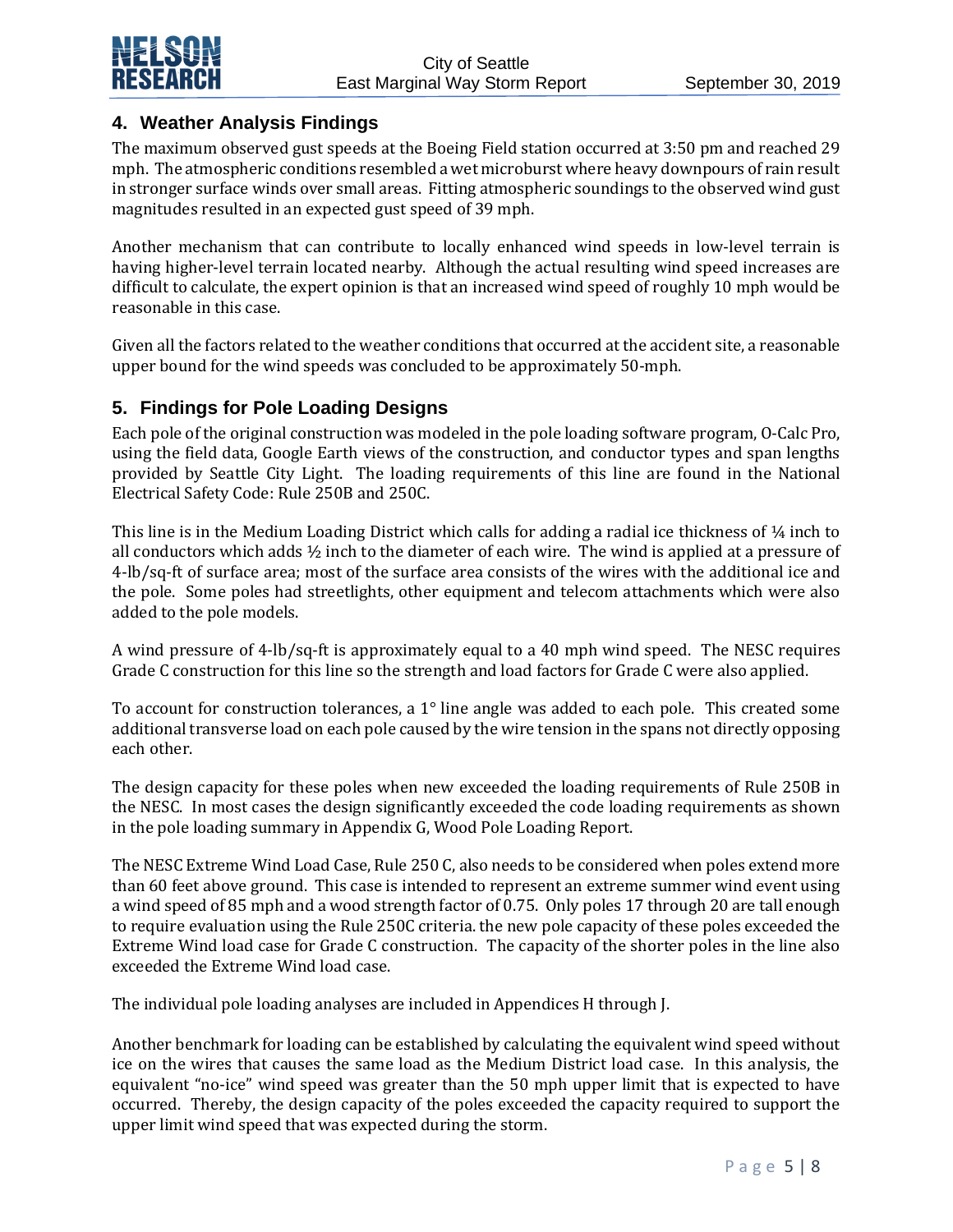## 4. Weather Analysis Findings

The maximum observed gust speeds at the Boeing Field station occurred at 3:50 pm and reached 29 mph. The atmospheric conditions resembled a wet microburst where heavy downpours of rain result in stronger surface winds over small areas. Fitting atmospheric soundings to the observed wind gust magnitudes resulted in an expected gust speed of 39 mph.

Another mechanism that can contribute to locally enhanced wind speeds in low-level terrain is having higher-level terrain located nearby. Although the actual resulting wind speed increases are difficult to calculate, the expert opinion is that an increased wind speed of roughly 10 mph would be reasonable in this case.

Given all the factors related to the weather conditions that occurred at the accident site, a reasonable upper bound for the wind speeds was concluded to be approximately 50-mph.

## 5. Findings for Pole Loading Designs

Each pole of the original construction was modeled in the pole loading software program, O-Calc Pro, using the field data, Google Earth views of the construction, and conductor types and span lengths provided by Seattle City Light. The loading requirements of this line are found in the National Electrical Safety Code: Rule 250B and 250C.

This line is in the Medium Loading District which calls for adding a radial ice thickness of ¼ inch to all conductors which adds ½ inch to the diameter of each wire. The wind is applied at a pressure of 4-lb/sq-ft of surface area; most of the surface area consists of the wires with the additional ice and the pole. Some poles had streetlights, other equipment and telecom attachments which were also added to the pole models.

A wind pressure of 4-lb/sq-ft is approximately equal to a 40 mph wind speed. The NESC requires Grade C construction for this line so the strength and load factors for Grade C were also applied.

To account for construction tolerances, a 1° line angle was added to each pole. This created some additional transverse load on each pole caused by the wire tension in the spans not directly opposing each other.

The design capacity for these poles when new exceeded the loading requirements of Rule 250B in the NESC. In most cases the design significantly exceeded the code loading requirements as shown in the pole loading summary in Appendix G, Wood Pole Loading Report.

The NESC Extreme Wind Load Case, Rule 250 C, also needs to be considered when poles extend more than 60 feet above ground. This case is intended to represent an extreme summer wind event using a wind speed of 85 mph and a wood strength factor of 0.75. Only poles 17 through 20 are tall enough to require evaluation using the Rule 250C criteria. the new pole capacity of these poles exceeded the Extreme Wind load case for Grade C construction. The capacity of the shorter poles in the line also exceeded the Extreme Wind load case.

The individual pole loading analyses are included in Appendices H through J.

Another benchmark for loading can be established by calculating the equivalent wind speed without ice on the wires that causes the same load as the Medium District load case. In this analysis, the equivalent "no-ice" wind speed was greater than the 50 mph upper limit that is expected to have occurred. Thereby, the design capacity of the poles exceeded the capacity required to support the upper limit wind speed that was expected during the storm.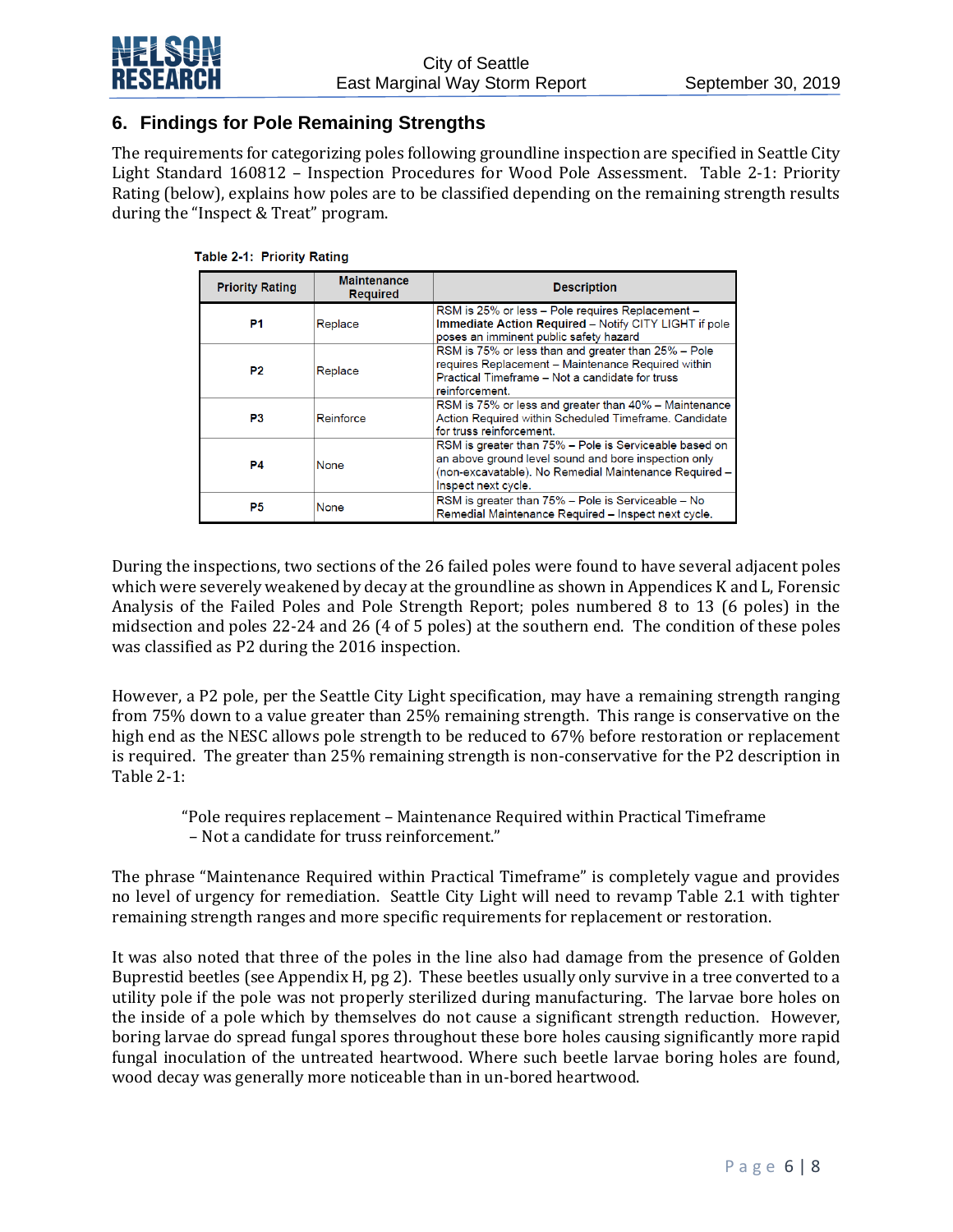## 6. Findings for Pole Remaining Strengths

The requirements for categorizing poles following groundline inspection are specified in Seattle City Light Standard 160812 – Inspection Procedures for Wood Pole Assessment. Table 2-1: Priority Rating (below), explains how poles are to be classified depending on the remaining strength results during the "Inspect & Treat" program.

**Table 2-1: Priority Rating**

| Priority Rating | Maintenance Required | Description |
|---|---|---|
| **P1** | Replace | RSM is 25% or less – Pole requires Replacement – **Immediate Action Required** – Notify CITY LIGHT if pole poses an imminent public safety hazard |
| **P2** | Replace | RSM is 75% or less than and greater than 25% – Pole requires Replacement – Maintenance Required within Practical Timeframe – Not a candidate for truss reinforcement. |
| **P3** | Reinforce | RSM is 75% or less and greater than 40% – Maintenance Action Required within Scheduled Timeframe. Candidate for truss reinforcement. |
| **P4** | None | RSM is greater than 75% – Pole is Serviceable based on an above ground level sound and bore inspection only (non-excavatable). No Remedial Maintenance Required – Inspect next cycle. |
| **P5** | None | RSM is greater than 75% – Pole is Serviceable – No Remedial Maintenance Required – Inspect next cycle. |

During the inspections, two sections of the 26 failed poles were found to have several adjacent poles which were severely weakened by decay at the groundline as shown in Appendices K and L, Forensic Analysis of the Failed Poles and Pole Strength Report; poles numbered 8 to 13 (6 poles) in the midsection and poles 22-24 and 26 (4 of 5 poles) at the southern end. The condition of these poles was classified as P2 during the 2016 inspection.

However, a P2 pole, per the Seattle City Light specification, may have a remaining strength ranging from 75% down to a value greater than 25% remaining strength. This range is conservative on the high end as the NESC allows pole strength to be reduced to 67% before restoration or replacement is required. The greater than 25% remaining strength is non-conservative for the P2 description in Table 2-1:

> "Pole requires replacement – Maintenance Required within Practical Timeframe – Not a candidate for truss reinforcement."

The phrase "Maintenance Required within Practical Timeframe" is completely vague and provides no level of urgency for remediation. Seattle City Light will need to revamp Table 2.1 with tighter remaining strength ranges and more specific requirements for replacement or restoration.

It was also noted that three of the poles in the line also had damage from the presence of Golden Buprestid beetles (see Appendix H, pg 2). These beetles usually only survive in a tree converted to a utility pole if the pole was not properly sterilized during manufacturing. The larvae bore holes on the inside of a pole which by themselves do not cause a significant strength reduction. However, boring larvae do spread fungal spores throughout these bore holes causing significantly more rapid fungal inoculation of the untreated heartwood. Where such beetle larvae boring holes are found, wood decay was generally more noticeable than in un-bored heartwood.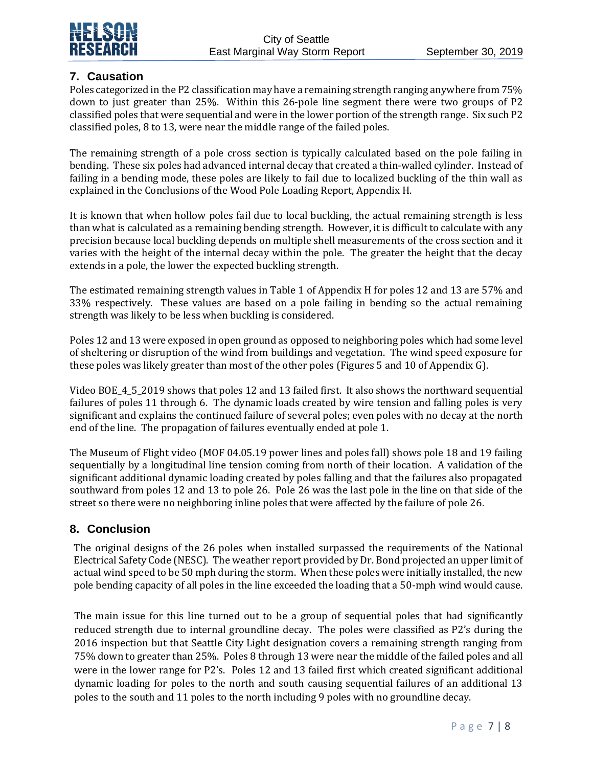## 7. Causation

Poles categorized in the P2 classification may have a remaining strength ranging anywhere from 75% down to just greater than 25%. Within this 26-pole line segment there were two groups of P2 classified poles that were sequential and were in the lower portion of the strength range. Six such P2 classified poles, 8 to 13, were near the middle range of the failed poles.

The remaining strength of a pole cross section is typically calculated based on the pole failing in bending. These six poles had advanced internal decay that created a thin-walled cylinder. Instead of failing in a bending mode, these poles are likely to fail due to localized buckling of the thin wall as explained in the Conclusions of the Wood Pole Loading Report, Appendix H.

It is known that when hollow poles fail due to local buckling, the actual remaining strength is less than what is calculated as a remaining bending strength. However, it is difficult to calculate with any precision because local buckling depends on multiple shell measurements of the cross section and it varies with the height of the internal decay within the pole. The greater the height that the decay extends in a pole, the lower the expected buckling strength.

The estimated remaining strength values in Table 1 of Appendix H for poles 12 and 13 are 57% and 33% respectively. These values are based on a pole failing in bending so the actual remaining strength was likely to be less when buckling is considered.

Poles 12 and 13 were exposed in open ground as opposed to neighboring poles which had some level of sheltering or disruption of the wind from buildings and vegetation. The wind speed exposure for these poles was likely greater than most of the other poles (Figures 5 and 10 of Appendix G).

Video BOE_4_5_2019 shows that poles 12 and 13 failed first. It also shows the northward sequential failures of poles 11 through 6. The dynamic loads created by wire tension and falling poles is very significant and explains the continued failure of several poles; even poles with no decay at the north end of the line. The propagation of failures eventually ended at pole 1.

The Museum of Flight video (MOF 04.05.19 power lines and poles fall) shows pole 18 and 19 failing sequentially by a longitudinal line tension coming from north of their location. A validation of the significant additional dynamic loading created by poles falling and that the failures also propagated southward from poles 12 and 13 to pole 26. Pole 26 was the last pole in the line on that side of the street so there were no neighboring inline poles that were affected by the failure of pole 26.

## 8. Conclusion

The original designs of the 26 poles when installed surpassed the requirements of the National Electrical Safety Code (NESC). The weather report provided by Dr. Bond projected an upper limit of actual wind speed to be 50 mph during the storm. When these poles were initially installed, the new pole bending capacity of all poles in the line exceeded the loading that a 50-mph wind would cause.

The main issue for this line turned out to be a group of sequential poles that had significantly reduced strength due to internal groundline decay. The poles were classified as P2's during the 2016 inspection but that Seattle City Light designation covers a remaining strength ranging from 75% down to greater than 25%. Poles 8 through 13 were near the middle of the failed poles and all were in the lower range for P2's. Poles 12 and 13 failed first which created significant additional dynamic loading for poles to the north and south causing sequential failures of an additional 13 poles to the south and 11 poles to the north including 9 poles with no groundline decay.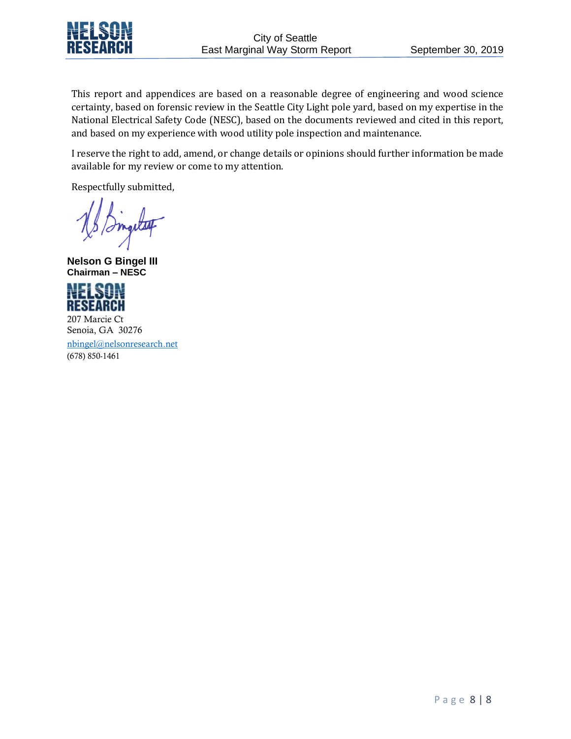This report and appendices are based on a reasonable degree of engineering and wood science certainty, based on forensic review in the Seattle City Light pole yard, based on my expertise in the National Electrical Safety Code (NESC), based on the documents reviewed and cited in this report, and based on my experience with wood utility pole inspection and maintenance.

I reserve the right to add, amend, or change details or opinions should further information be made available for my review or come to my attention.

Respectfully submitted,

**Nelson G Bingel III**
**Chairman – NESC**

NELSON RESEARCH
207 Marcie Ct
Senoia, GA 30276
nbingel@nelsonresearch.net
(678) 850-1461